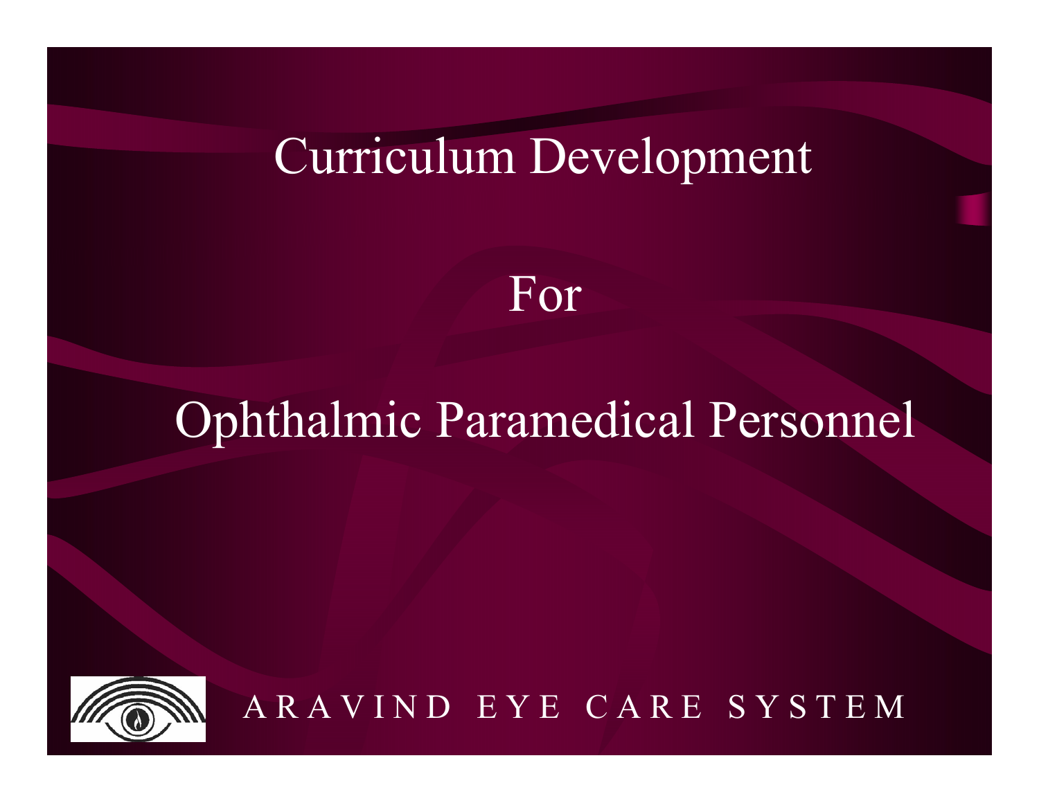# Curriculum Development

# For

# Ophthalmic Paramedical Personnel

ARAVIND EYE CARE SYSTEM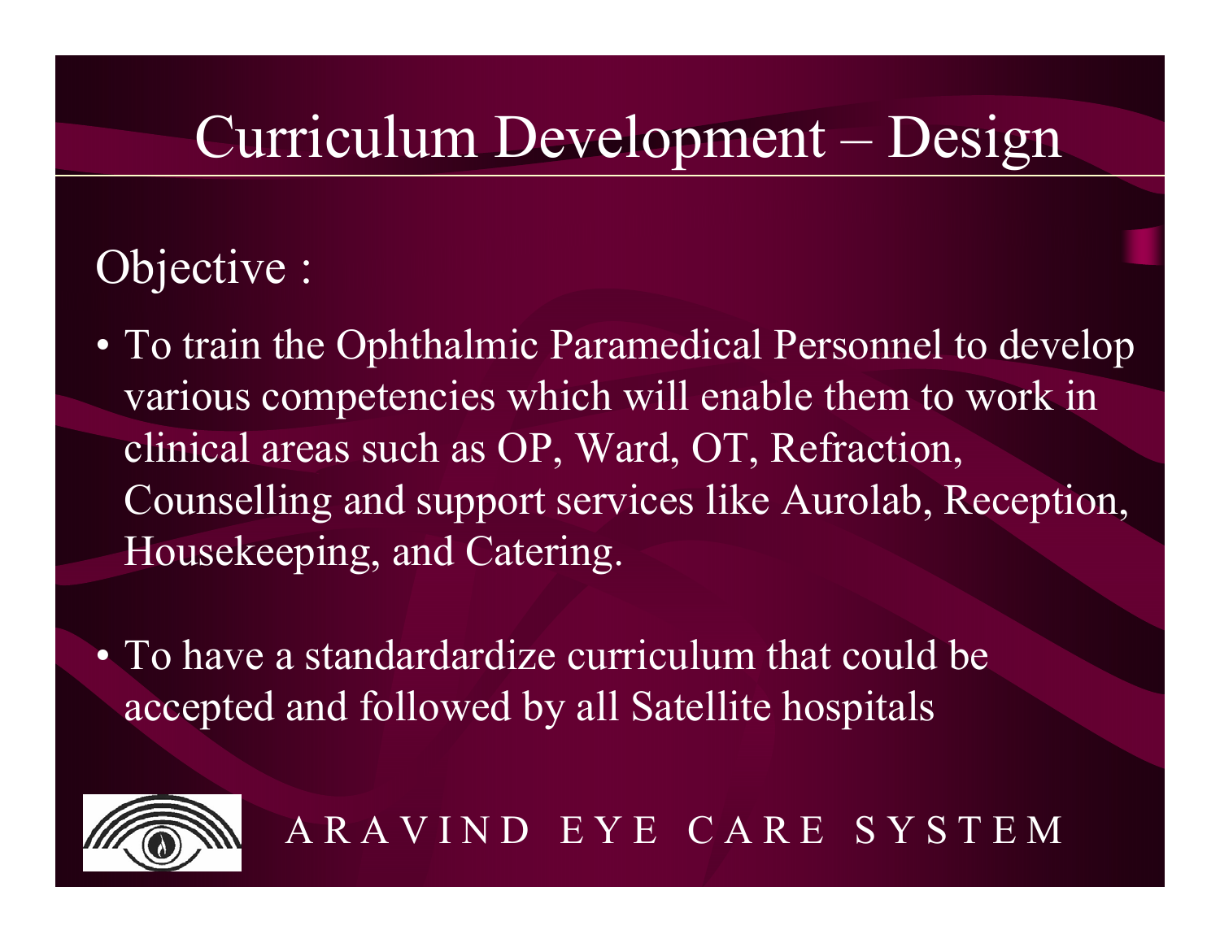# Curriculum Development – Design

Objective :

- To train the Ophthalmic Paramedical Personnel to develop various competencies which will enable them to work in clinical areas such as OP, Ward, OT, Refraction, Counselling and support services like Aurolab, Reception, Housekeeping, and Catering.
- To have a standardardize curriculum that could be accepted and followed by all Satellite hospitals

ARAVIND EYE CARE SYSTEM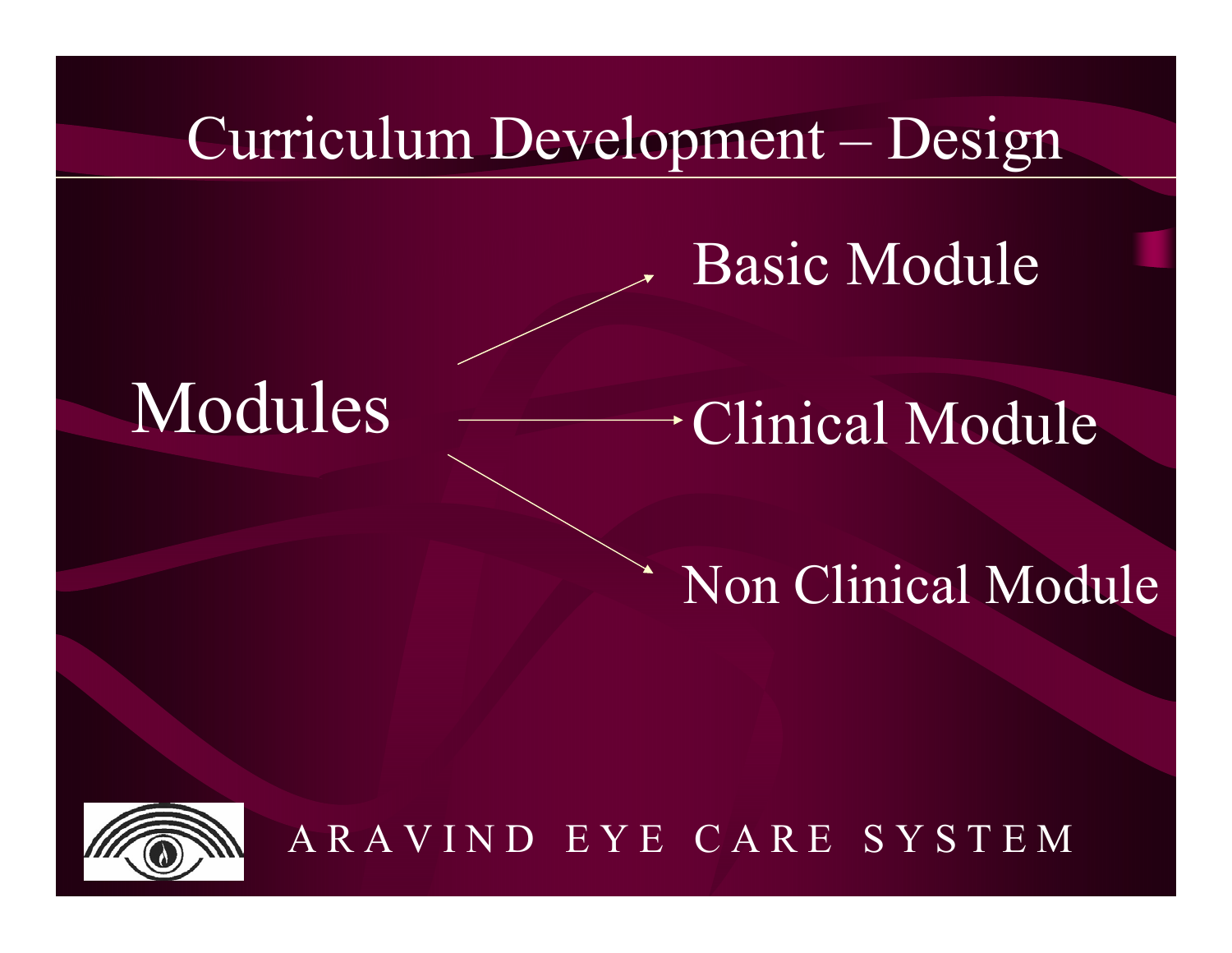# Curriculum Development – Design

Modules

- Basic Module
- Clinical Module
- Non Clinical Module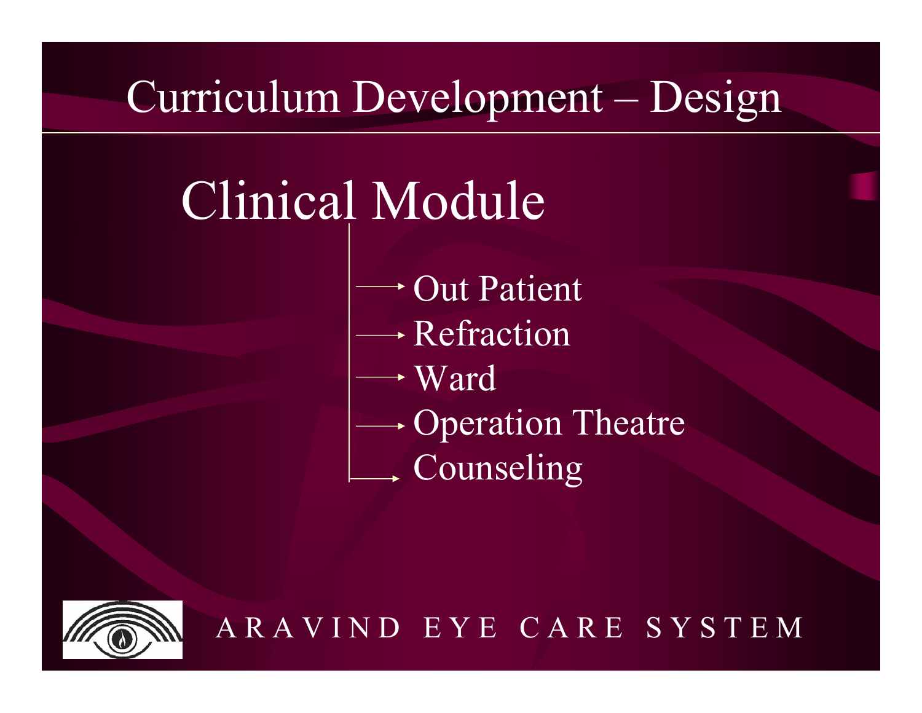# Curriculum Development – Design

## Clinical Module

- Out Patient
- Refraction
- Ward
- Operation Theatre
- Counseling

ARAVIND EYE CARE SYSTEM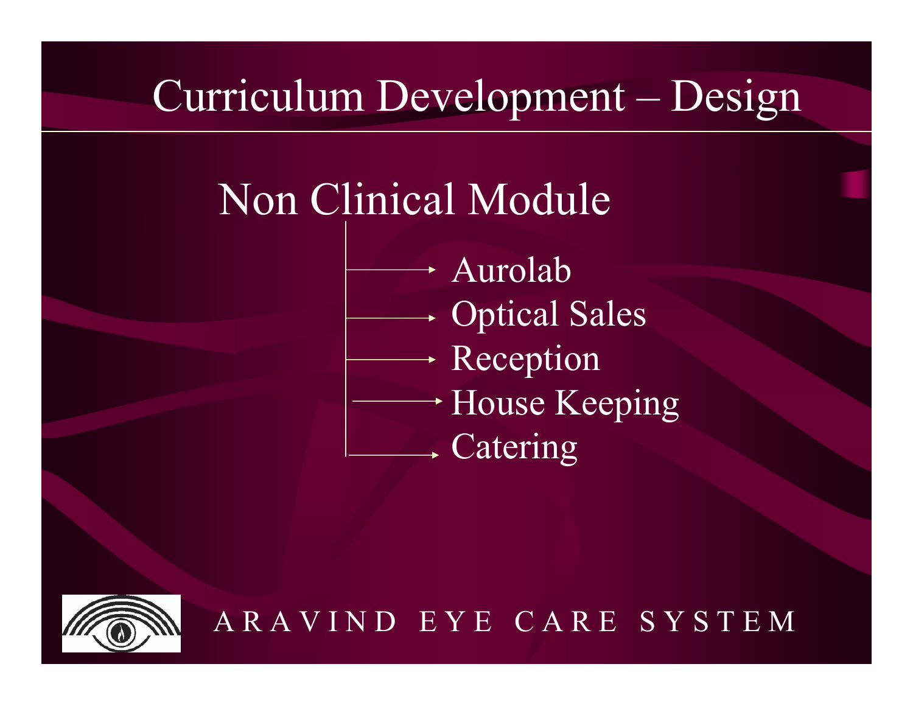# Curriculum Development – Design

## Non Clinical Module

- Aurolab
- Optical Sales
- Reception
- House Keeping
- Catering

ARAVIND EYE CARE SYSTEM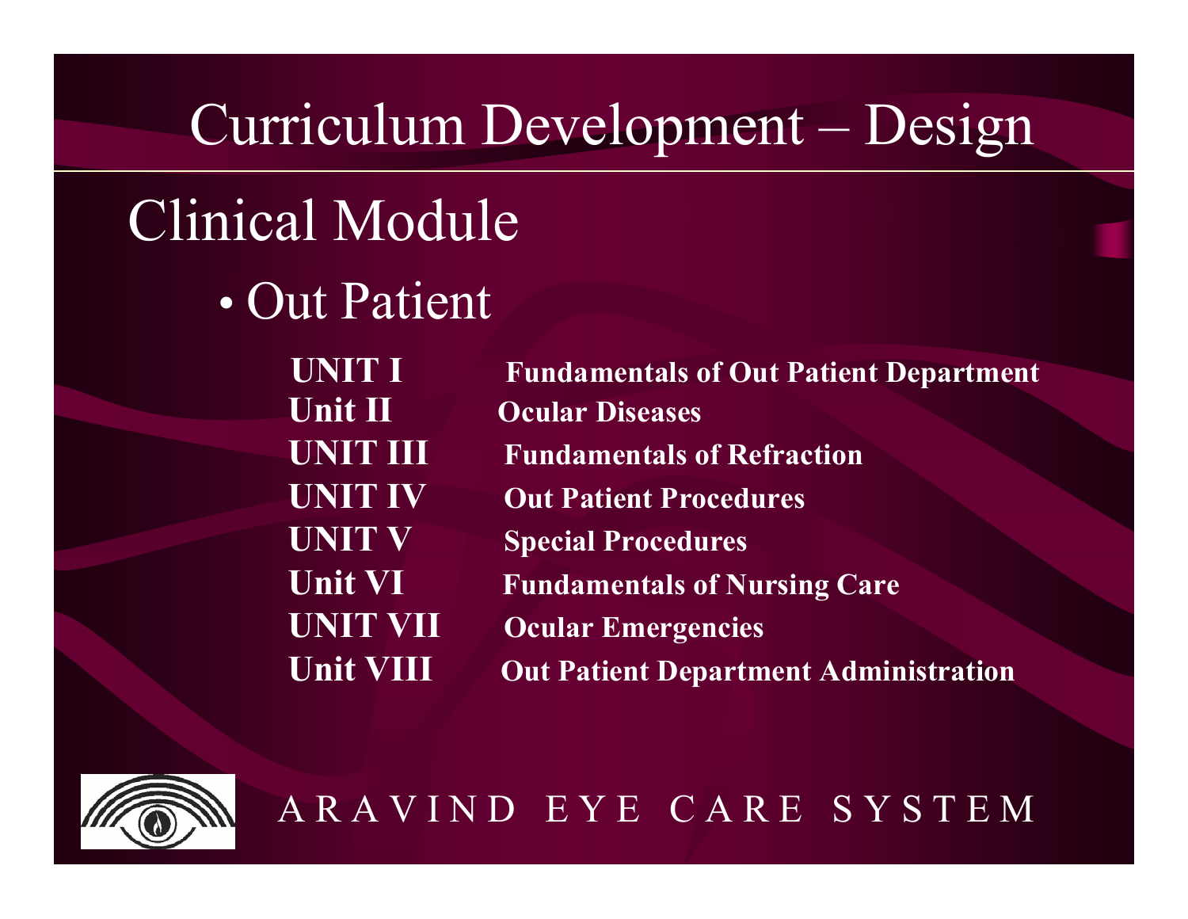# Curriculum Development – Design

## Clinical Module

- Out Patient

| | |
|---|---|
| **UNIT I** | **Fundamentals of Out Patient Department** |
| **Unit II** | **Ocular Diseases** |
| **UNIT III** | **Fundamentals of Refraction** |
| **UNIT IV** | **Out Patient Procedures** |
| **UNIT V** | **Special Procedures** |
| **Unit VI** | **Fundamentals of Nursing Care** |
| **UNIT VII** | **Ocular Emergencies** |
| **Unit VIII** | **Out Patient Department Administration** |

ARAVIND EYE CARE SYSTEM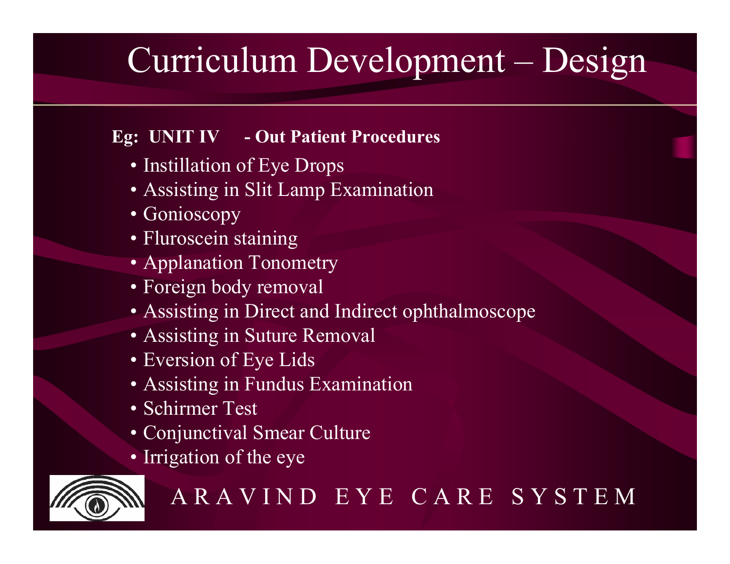# Curriculum Development – Design

**Eg: UNIT IV - Out Patient Procedures**

- Instillation of Eye Drops
- Assisting in Slit Lamp Examination
- Gonioscopy
- Fluroscein staining
- Applanation Tonometry
- Foreign body removal
- Assisting in Direct and Indirect ophthalmoscope
- Assisting in Suture Removal
- Eversion of Eye Lids
- Assisting in Fundus Examination
- Schirmer Test
- Conjunctival Smear Culture
- Irrigation of the eye

ARAVIND EYE CARE SYSTEM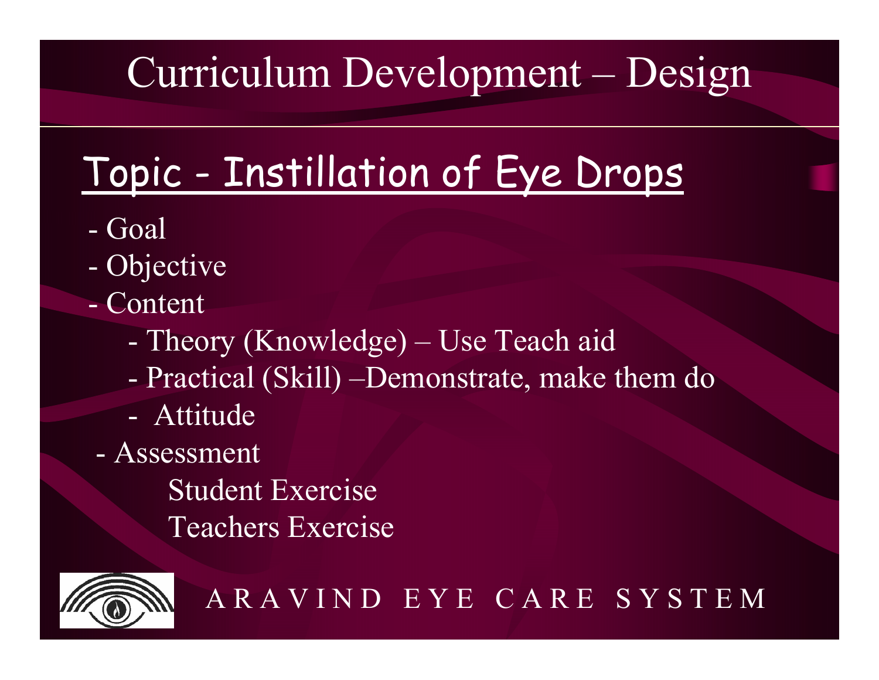# Curriculum Development – Design

## Topic - Instillation of Eye Drops

- Goal
- Objective
- Content
  - Theory (Knowledge) – Use Teach aid
  - Practical (Skill) –Demonstrate, make them do
  - Attitude
- Assessment

  Student Exercise

  Teachers Exercise

ARAVIND EYE CARE SYSTEM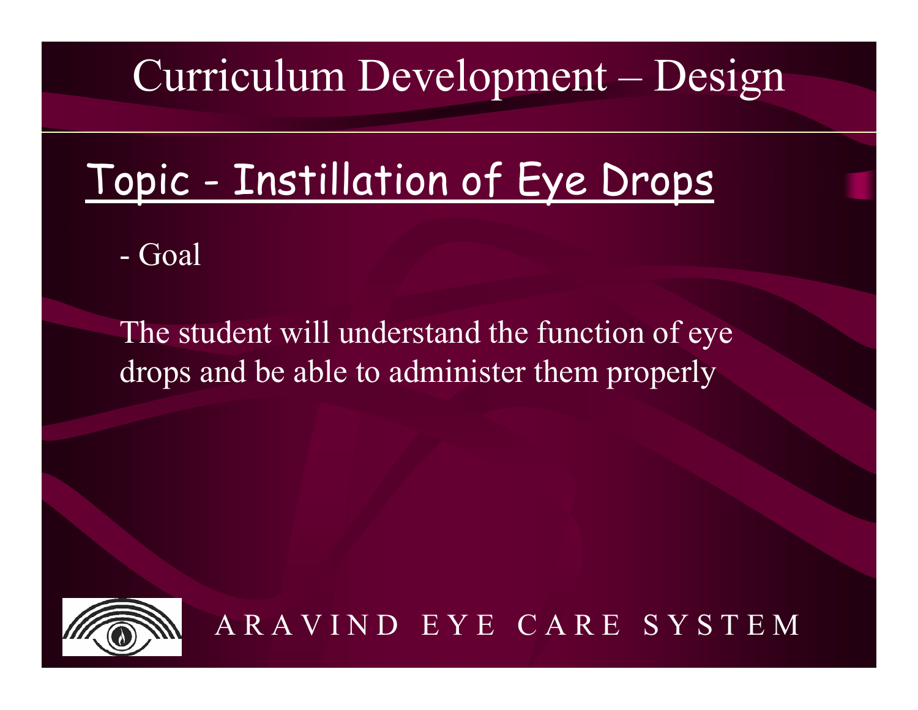# Curriculum Development – Design

## Topic - Instillation of Eye Drops

- Goal

The student will understand the function of eye drops and be able to administer them properly

ARAVIND EYE CARE SYSTEM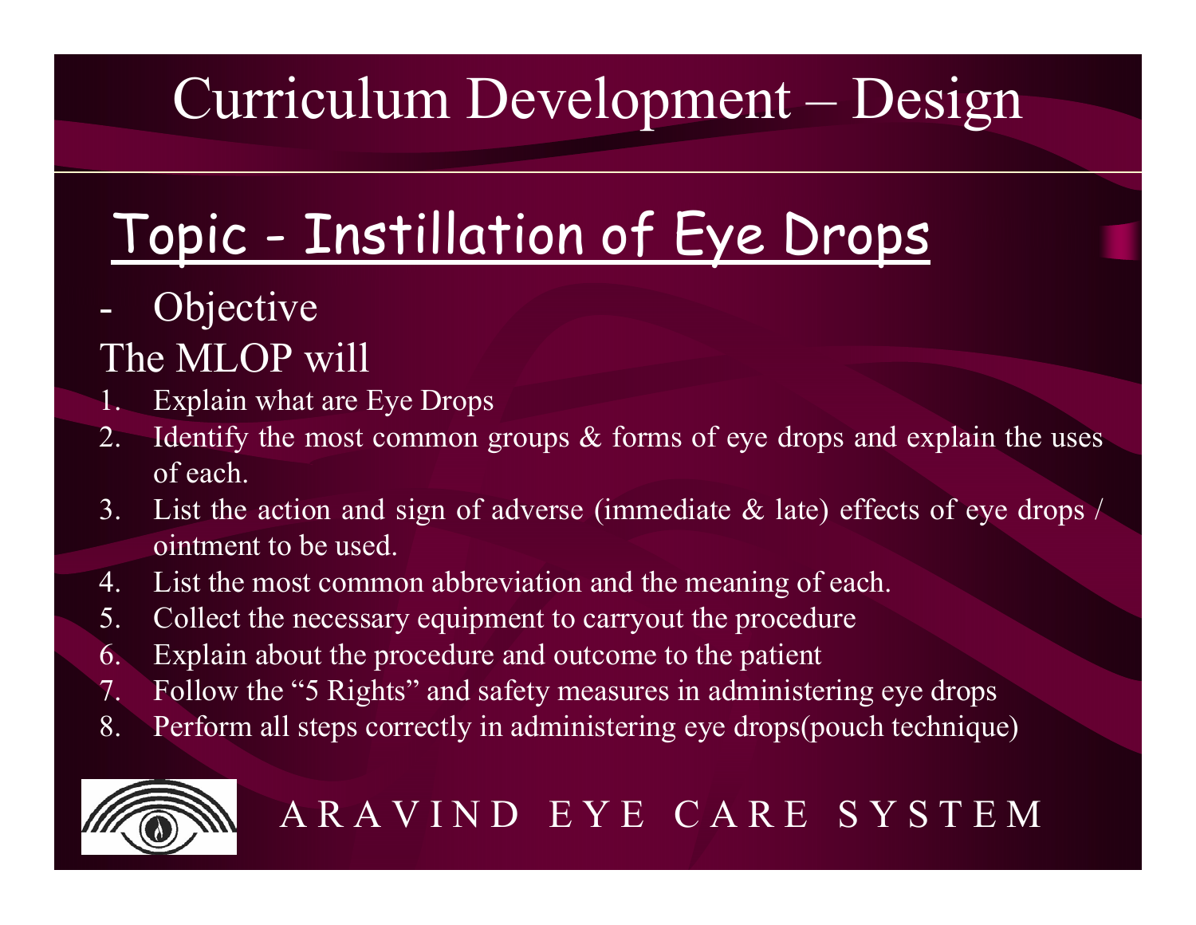# Curriculum Development – Design

## Topic - Instillation of Eye Drops

- Objective

The MLOP will

1. Explain what are Eye Drops
2. Identify the most common groups & forms of eye drops and explain the uses of each.
3. List the action and sign of adverse (immediate & late) effects of eye drops / ointment to be used.
4. List the most common abbreviation and the meaning of each.
5. Collect the necessary equipment to carryout the procedure
6. Explain about the procedure and outcome to the patient
7. Follow the "5 Rights" and safety measures in administering eye drops
8. Perform all steps correctly in administering eye drops(pouch technique)

ARAVIND EYE CARE SYSTEM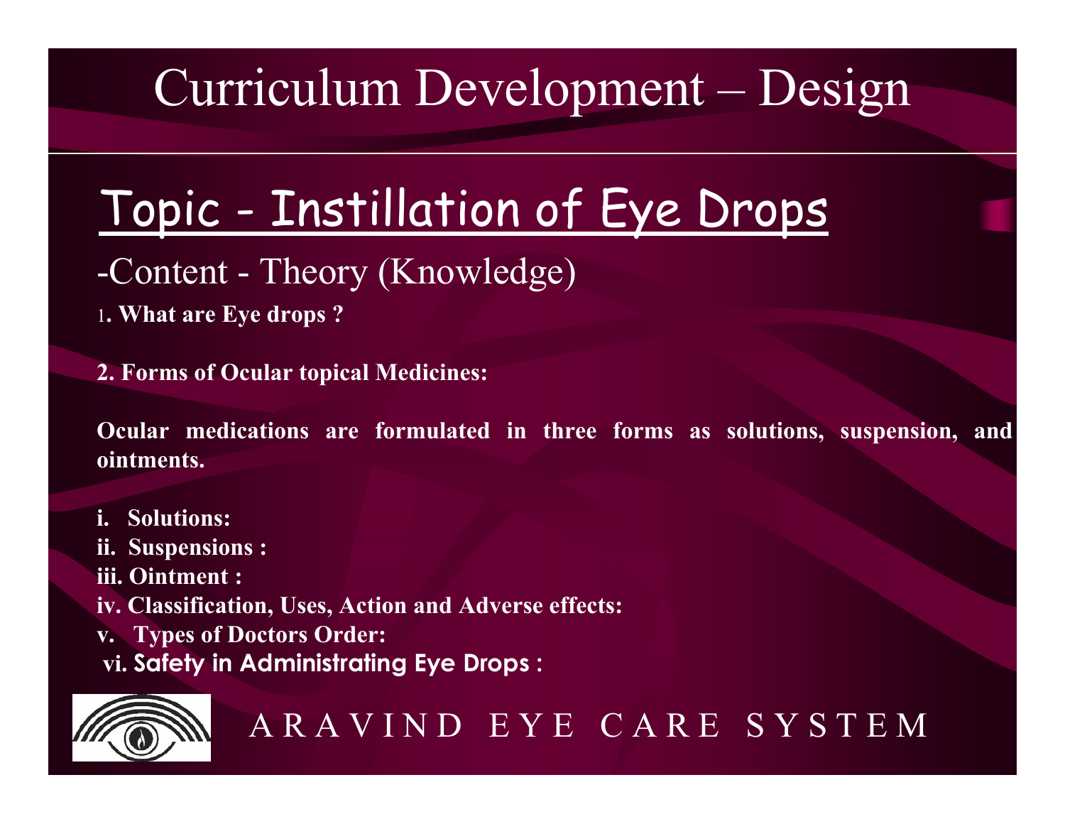# Curriculum Development – Design

## Topic - Instillation of Eye Drops

-Content - Theory (Knowledge)

1**. What are Eye drops ?**

**2. Forms of Ocular topical Medicines:**

**Ocular medications are formulated in three forms as solutions, suspension, and ointments.**

**i. Solutions:**
**ii. Suspensions :**
**iii. Ointment :**
**iv. Classification, Uses, Action and Adverse effects:**
**v. Types of Doctors Order:**
**vi. Safety in Administrating Eye Drops :**

ARAVIND EYE CARE SYSTEM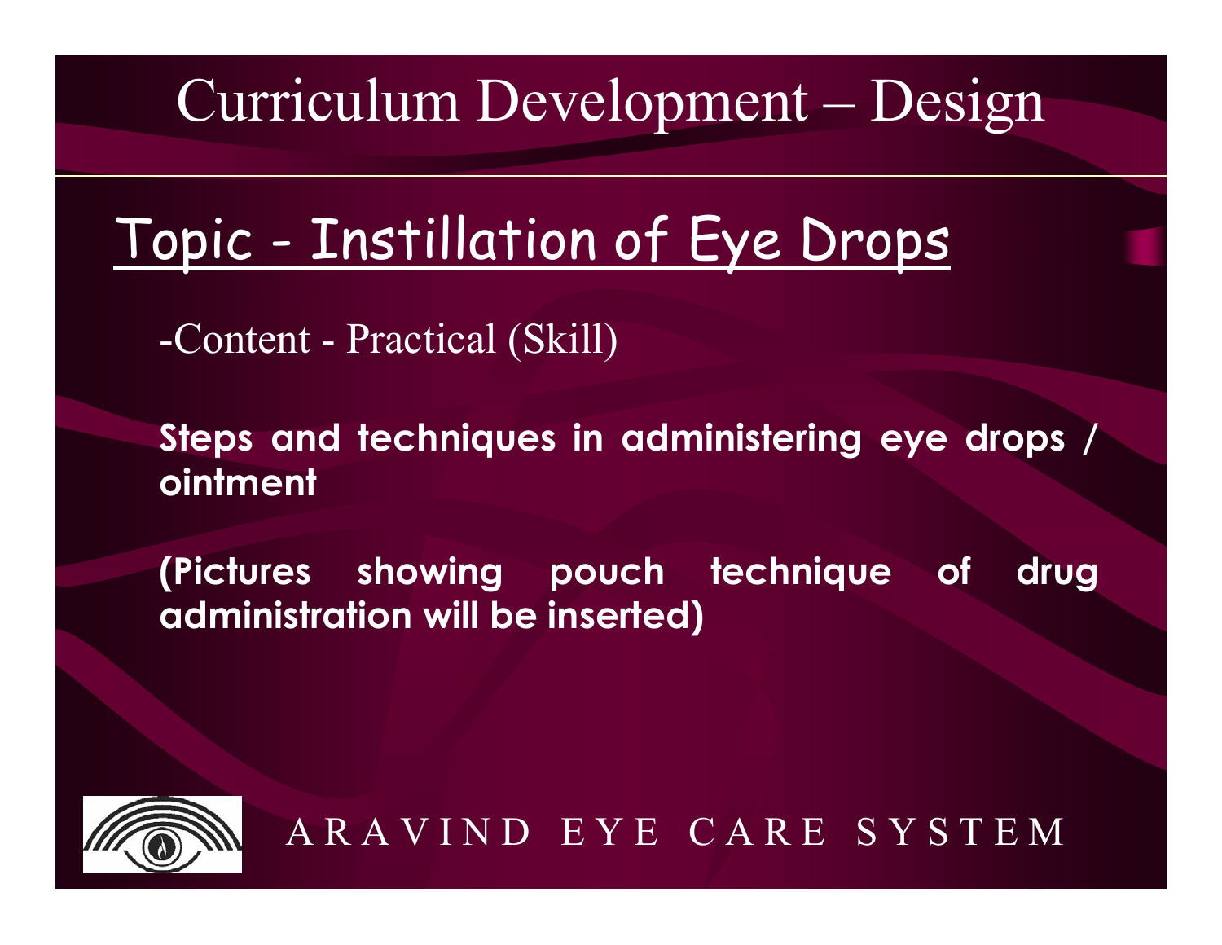# Curriculum Development – Design

## Topic - Instillation of Eye Drops

-Content - Practical (Skill)

**Steps and techniques in administering eye drops / ointment**

**(Pictures showing pouch technique of drug administration will be inserted)**

ARAVIND EYE CARE SYSTEM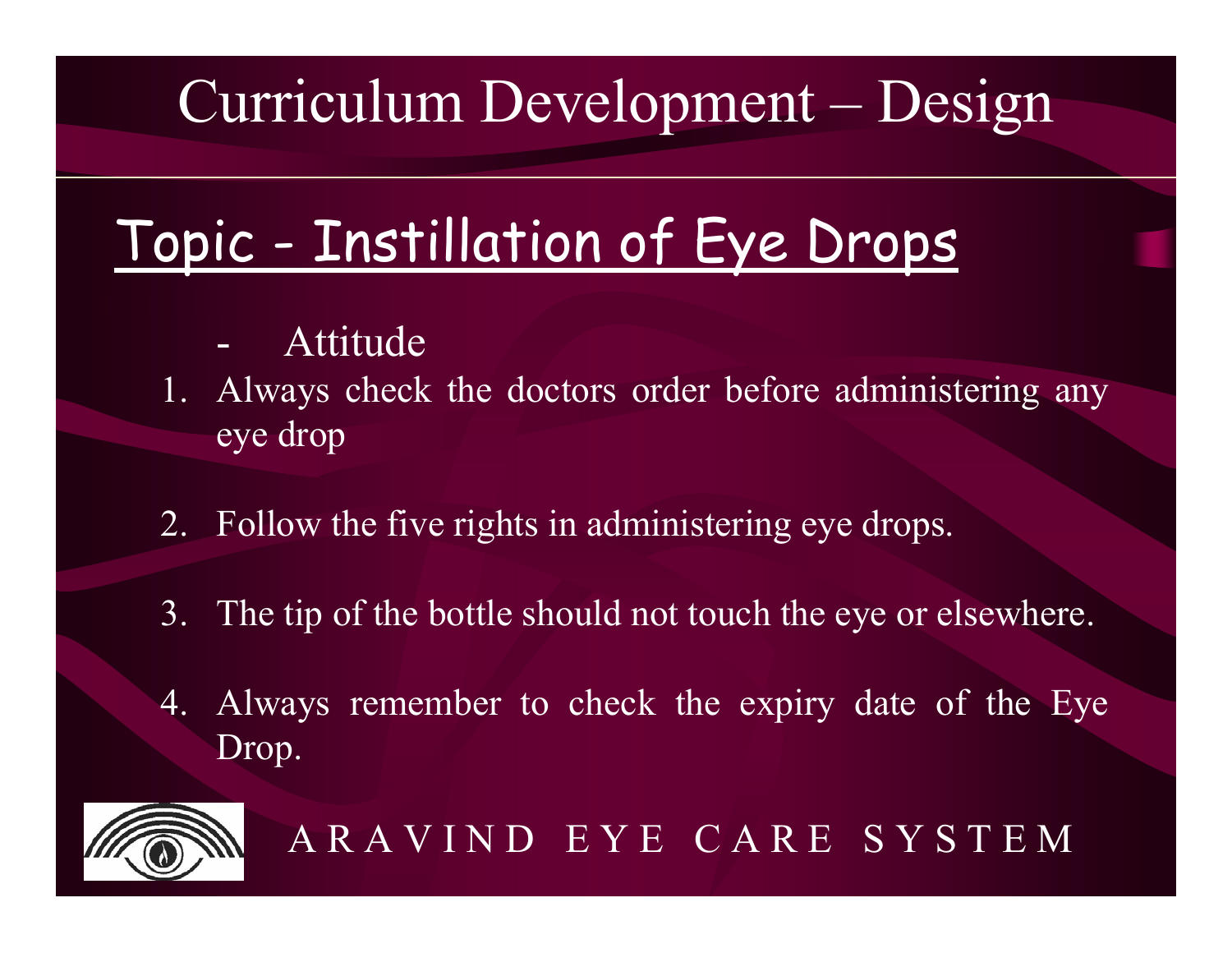# Curriculum Development – Design

## Topic - Instillation of Eye Drops

- Attitude

1. Always check the doctors order before administering any eye drop
2. Follow the five rights in administering eye drops.
3. The tip of the bottle should not touch the eye or elsewhere.
4. Always remember to check the expiry date of the Eye Drop.

ARAVIND EYE CARE SYSTEM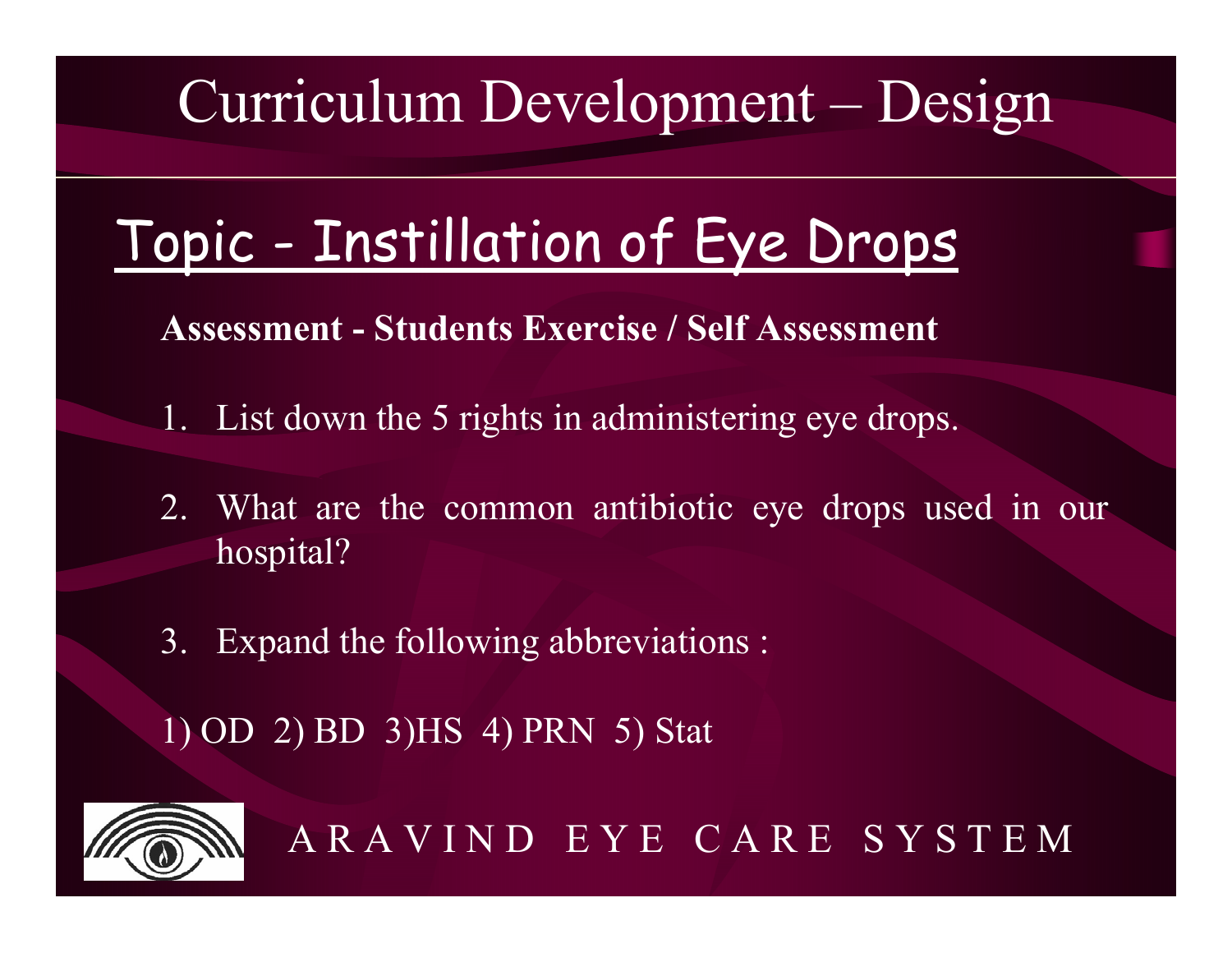# Curriculum Development – Design

## Topic - Instillation of Eye Drops

**Assessment - Students Exercise / Self Assessment**

1. List down the 5 rights in administering eye drops.
2. What are the common antibiotic eye drops used in our hospital?
3. Expand the following abbreviations :

1) OD 2) BD 3)HS 4) PRN 5) Stat

ARAVIND EYE CARE SYSTEM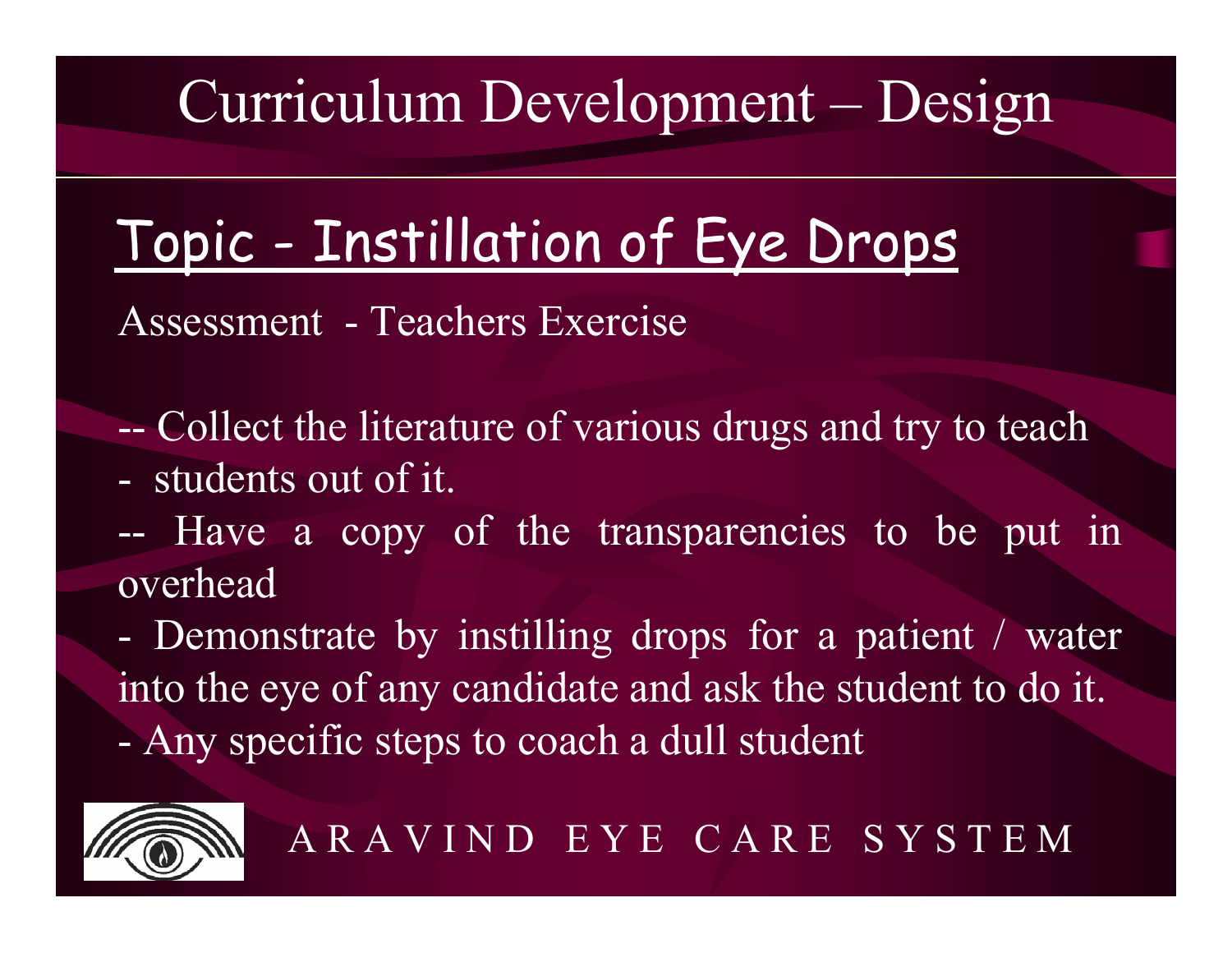# Curriculum Development – Design

## Topic - Instillation of Eye Drops

Assessment - Teachers Exercise

-- Collect the literature of various drugs and try to teach
- students out of it.

-- Have a copy of the transparencies to be put in overhead

- Demonstrate by instilling drops for a patient / water into the eye of any candidate and ask the student to do it.
- Any specific steps to coach a dull student

ARAVIND EYE CARE SYSTEM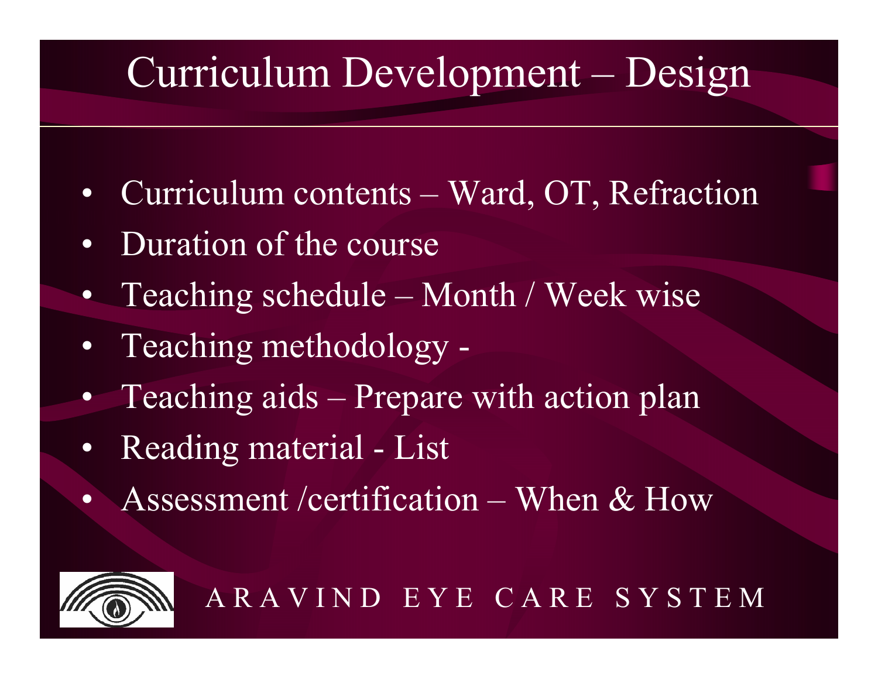# Curriculum Development – Design

- Curriculum contents – Ward, OT, Refraction
- Duration of the course
- Teaching schedule – Month / Week wise
- Teaching methodology -
- Teaching aids – Prepare with action plan
- Reading material - List
- Assessment /certification – When & How

ARAVIND EYE CARE SYSTEM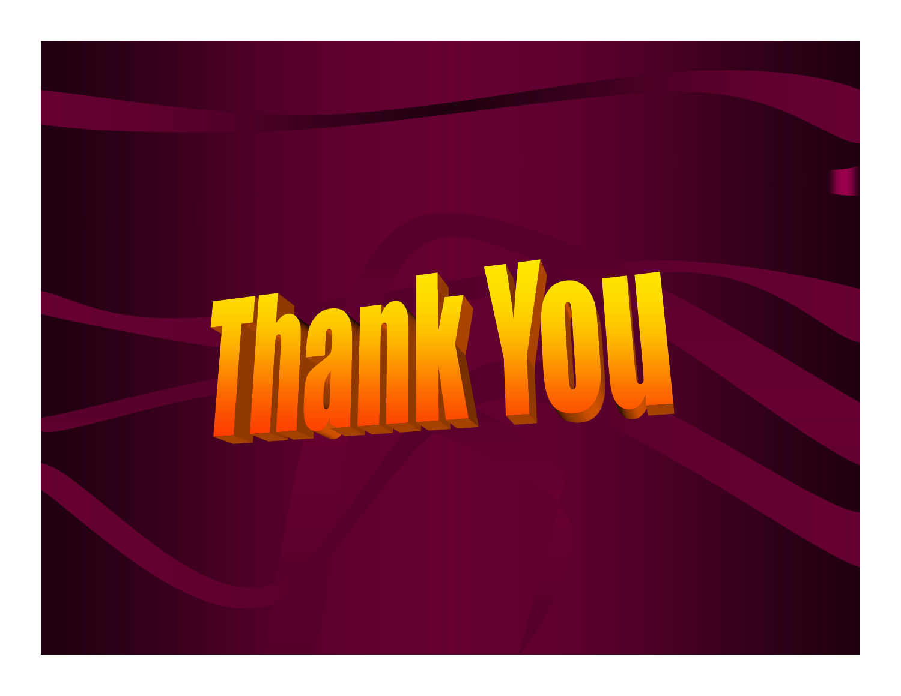# Thank You